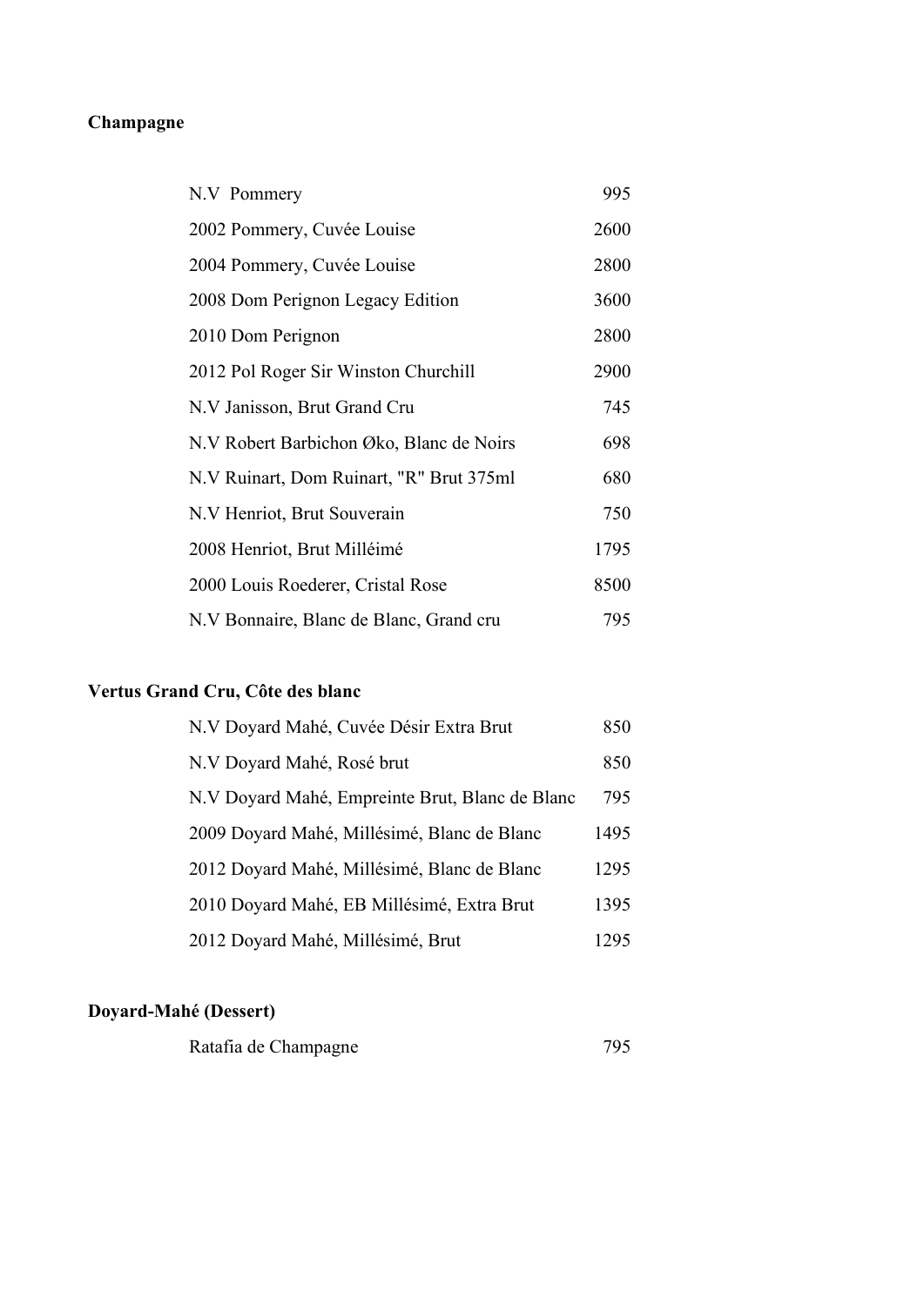**Champagne**

| | |
|---|---|
| N.V Pommery | 995 |
| 2002 Pommery, Cuvée Louise | 2600 |
| 2004 Pommery, Cuvée Louise | 2800 |
| 2008 Dom Perignon Legacy Edition | 3600 |
| 2010 Dom Perignon | 2800 |
| 2012 Pol Roger Sir Winston Churchill | 2900 |
| N.V Janisson, Brut Grand Cru | 745 |
| N.V Robert Barbichon Øko, Blanc de Noirs | 698 |
| N.V Ruinart, Dom Ruinart, "R" Brut 375ml | 680 |
| N.V Henriot, Brut Souverain | 750 |
| 2008 Henriot, Brut Milléimé | 1795 |
| 2000 Louis Roederer, Cristal Rose | 8500 |
| N.V Bonnaire, Blanc de Blanc, Grand cru | 795 |

**Vertus Grand Cru, Côte des blanc**

| | |
|---|---|
| N.V Doyard Mahé, Cuvée Désir Extra Brut | 850 |
| N.V Doyard Mahé, Rosé brut | 850 |
| N.V Doyard Mahé, Empreinte Brut, Blanc de Blanc | 795 |
| 2009 Doyard Mahé, Millésimé, Blanc de Blanc | 1495 |
| 2012 Doyard Mahé, Millésimé, Blanc de Blanc | 1295 |
| 2010 Doyard Mahé, EB Millésimé, Extra Brut | 1395 |
| 2012 Doyard Mahé, Millésimé, Brut | 1295 |

**Doyard-Mahé (Dessert)**

| | |
|---|---|
| Ratafia de Champagne | 795 |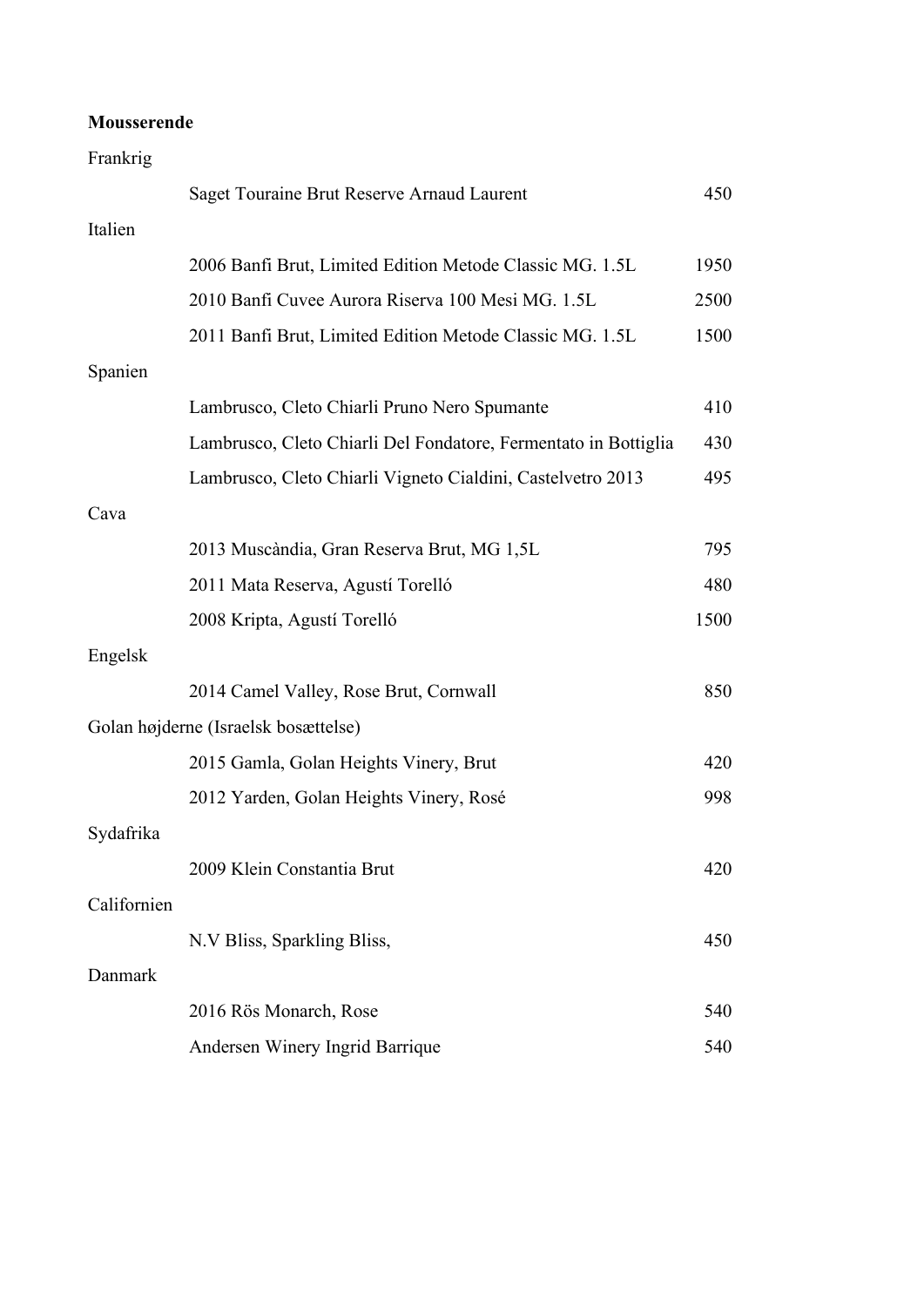**Mousserende**

Frankrig

| | |
|---|---|
| Saget Touraine Brut Reserve Arnaud Laurent | 450 |

Italien

| | |
|---|---|
| 2006 Banfi Brut, Limited Edition Metode Classic MG. 1.5L | 1950 |
| 2010 Banfi Cuvee Aurora Riserva 100 Mesi MG. 1.5L | 2500 |
| 2011 Banfi Brut, Limited Edition Metode Classic MG. 1.5L | 1500 |

Spanien

| | |
|---|---|
| Lambrusco, Cleto Chiarli Pruno Nero Spumante | 410 |
| Lambrusco, Cleto Chiarli Del Fondatore, Fermentato in Bottiglia | 430 |
| Lambrusco, Cleto Chiarli Vigneto Cialdini, Castelvetro 2013 | 495 |

Cava

| | |
|---|---|
| 2013 Muscàndia, Gran Reserva Brut, MG 1,5L | 795 |
| 2011 Mata Reserva, Agustí Torelló | 480 |
| 2008 Kripta, Agustí Torelló | 1500 |

Engelsk

| | |
|---|---|
| 2014 Camel Valley, Rose Brut, Cornwall | 850 |

Golan højderne (Israelsk bosættelse)

| | |
|---|---|
| 2015 Gamla, Golan Heights Vinery, Brut | 420 |
| 2012 Yarden, Golan Heights Vinery, Rosé | 998 |

Sydafrika

| | |
|---|---|
| 2009 Klein Constantia Brut | 420 |

Californien

| | |
|---|---|
| N.V Bliss, Sparkling Bliss, | 450 |

Danmark

| | |
|---|---|
| 2016 Rös Monarch, Rose | 540 |
| Andersen Winery Ingrid Barrique | 540 |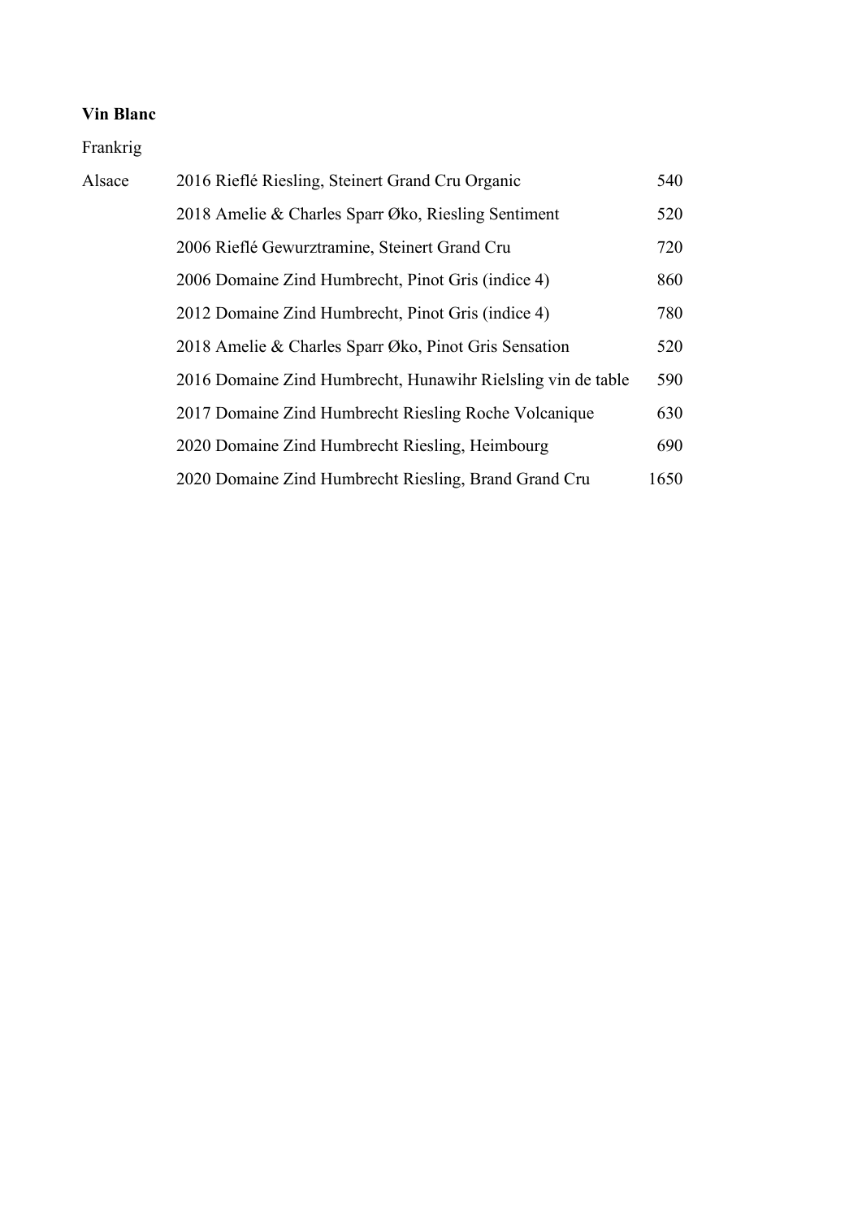**Vin Blanc**

Frankrig

| | | |
|---|---|---|
| Alsace | 2016 Rieflé Riesling, Steinert Grand Cru Organic | 540 |
| | 2018 Amelie & Charles Sparr Øko, Riesling Sentiment | 520 |
| | 2006 Rieflé Gewurztramine, Steinert Grand Cru | 720 |
| | 2006 Domaine Zind Humbrecht, Pinot Gris (indice 4) | 860 |
| | 2012 Domaine Zind Humbrecht, Pinot Gris (indice 4) | 780 |
| | 2018 Amelie & Charles Sparr Øko, Pinot Gris Sensation | 520 |
| | 2016 Domaine Zind Humbrecht, Hunawihr Rielsling vin de table | 590 |
| | 2017 Domaine Zind Humbrecht Riesling Roche Volcanique | 630 |
| | 2020 Domaine Zind Humbrecht Riesling, Heimbourg | 690 |
| | 2020 Domaine Zind Humbrecht Riesling, Brand Grand Cru | 1650 |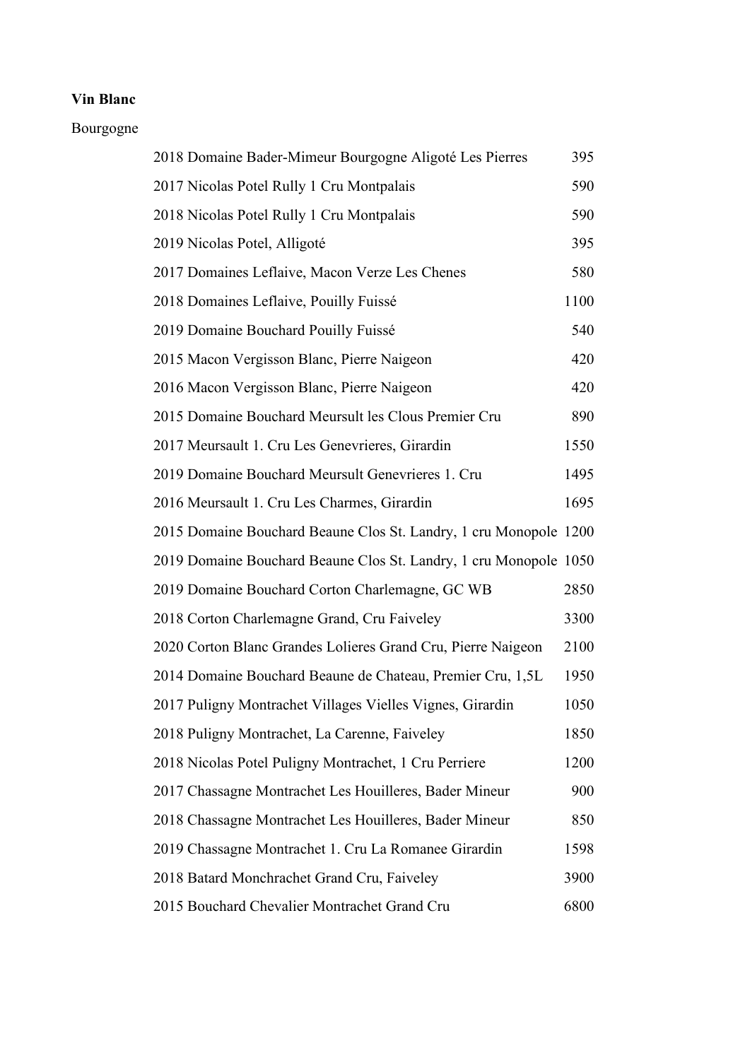**Vin Blanc**

Bourgogne

| Wine | Price |
|---|---|
| 2018 Domaine Bader-Mimeur Bourgogne Aligoté Les Pierres | 395 |
| 2017 Nicolas Potel Rully 1 Cru Montpalais | 590 |
| 2018 Nicolas Potel Rully 1 Cru Montpalais | 590 |
| 2019 Nicolas Potel, Alligoté | 395 |
| 2017 Domaines Leflaive, Macon Verze Les Chenes | 580 |
| 2018 Domaines Leflaive, Pouilly Fuissé | 1100 |
| 2019 Domaine Bouchard Pouilly Fuissé | 540 |
| 2015 Macon Vergisson Blanc, Pierre Naigeon | 420 |
| 2016 Macon Vergisson Blanc, Pierre Naigeon | 420 |
| 2015 Domaine Bouchard Meursult les Clous Premier Cru | 890 |
| 2017 Meursault 1. Cru Les Genevrieres, Girardin | 1550 |
| 2019 Domaine Bouchard Meursult Genevrieres 1. Cru | 1495 |
| 2016 Meursault 1. Cru Les Charmes, Girardin | 1695 |
| 2015 Domaine Bouchard Beaune Clos St. Landry, 1 cru Monopole | 1200 |
| 2019 Domaine Bouchard Beaune Clos St. Landry, 1 cru Monopole | 1050 |
| 2019 Domaine Bouchard Corton Charlemagne, GC WB | 2850 |
| 2018 Corton Charlemagne Grand, Cru Faiveley | 3300 |
| 2020 Corton Blanc Grandes Lolieres Grand Cru, Pierre Naigeon | 2100 |
| 2014 Domaine Bouchard Beaune de Chateau, Premier Cru, 1,5L | 1950 |
| 2017 Puligny Montrachet Villages Vielles Vignes, Girardin | 1050 |
| 2018 Puligny Montrachet, La Carenne, Faiveley | 1850 |
| 2018 Nicolas Potel Puligny Montrachet, 1 Cru Perriere | 1200 |
| 2017 Chassagne Montrachet Les Houilleres, Bader Mineur | 900 |
| 2018 Chassagne Montrachet Les Houilleres, Bader Mineur | 850 |
| 2019 Chassagne Montrachet 1. Cru La Romanee Girardin | 1598 |
| 2018 Batard Monchrachet Grand Cru, Faiveley | 3900 |
| 2015 Bouchard Chevalier Montrachet Grand Cru | 6800 |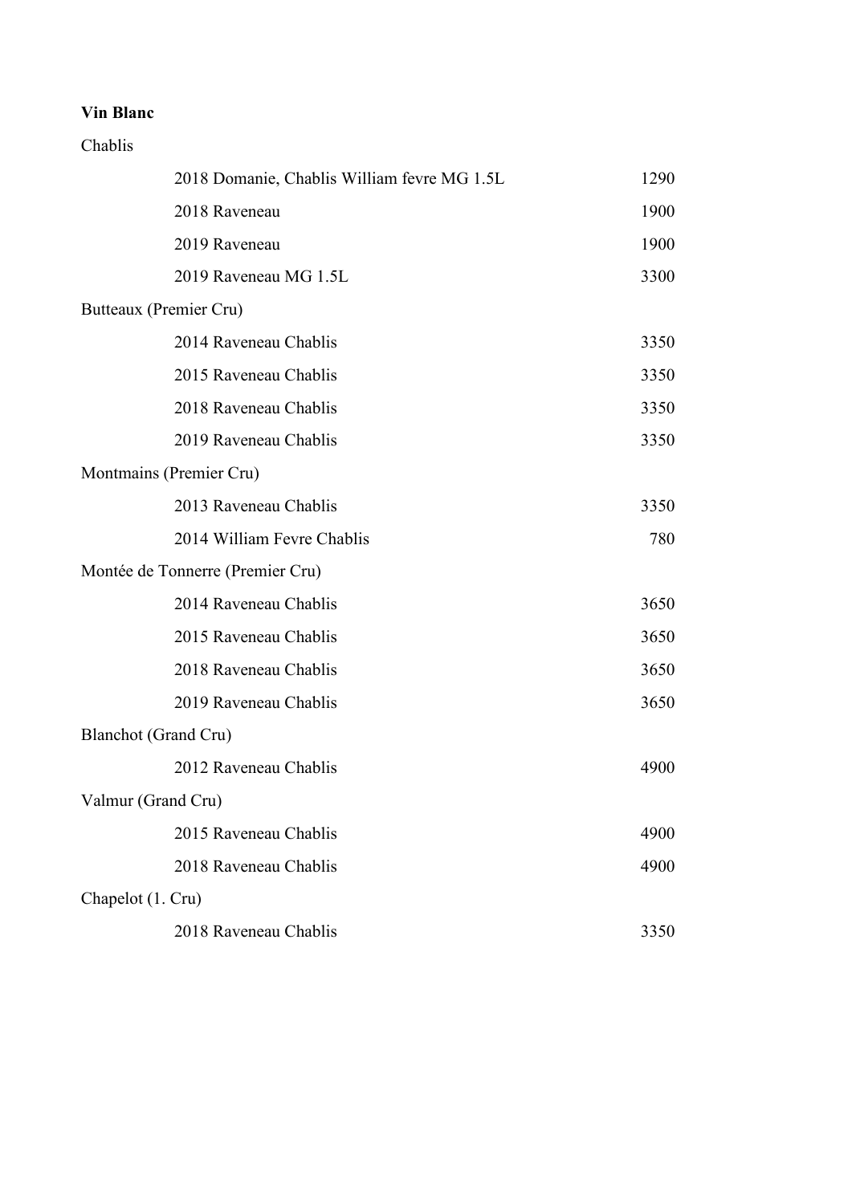**Vin Blanc**

Chablis

| | |
|---|---|
| 2018 Domanie, Chablis William fevre MG 1.5L | 1290 |
| 2018 Raveneau | 1900 |
| 2019 Raveneau | 1900 |
| 2019 Raveneau MG 1.5L | 3300 |

Butteaux (Premier Cru)

| | |
|---|---|
| 2014 Raveneau Chablis | 3350 |
| 2015 Raveneau Chablis | 3350 |
| 2018 Raveneau Chablis | 3350 |
| 2019 Raveneau Chablis | 3350 |

Montmains (Premier Cru)

| | |
|---|---|
| 2013 Raveneau Chablis | 3350 |
| 2014 William Fevre Chablis | 780 |

Montée de Tonnerre (Premier Cru)

| | |
|---|---|
| 2014 Raveneau Chablis | 3650 |
| 2015 Raveneau Chablis | 3650 |
| 2018 Raveneau Chablis | 3650 |
| 2019 Raveneau Chablis | 3650 |

Blanchot (Grand Cru)

| | |
|---|---|
| 2012 Raveneau Chablis | 4900 |

Valmur (Grand Cru)

| | |
|---|---|
| 2015 Raveneau Chablis | 4900 |
| 2018 Raveneau Chablis | 4900 |

Chapelot (1. Cru)

| | |
|---|---|
| 2018 Raveneau Chablis | 3350 |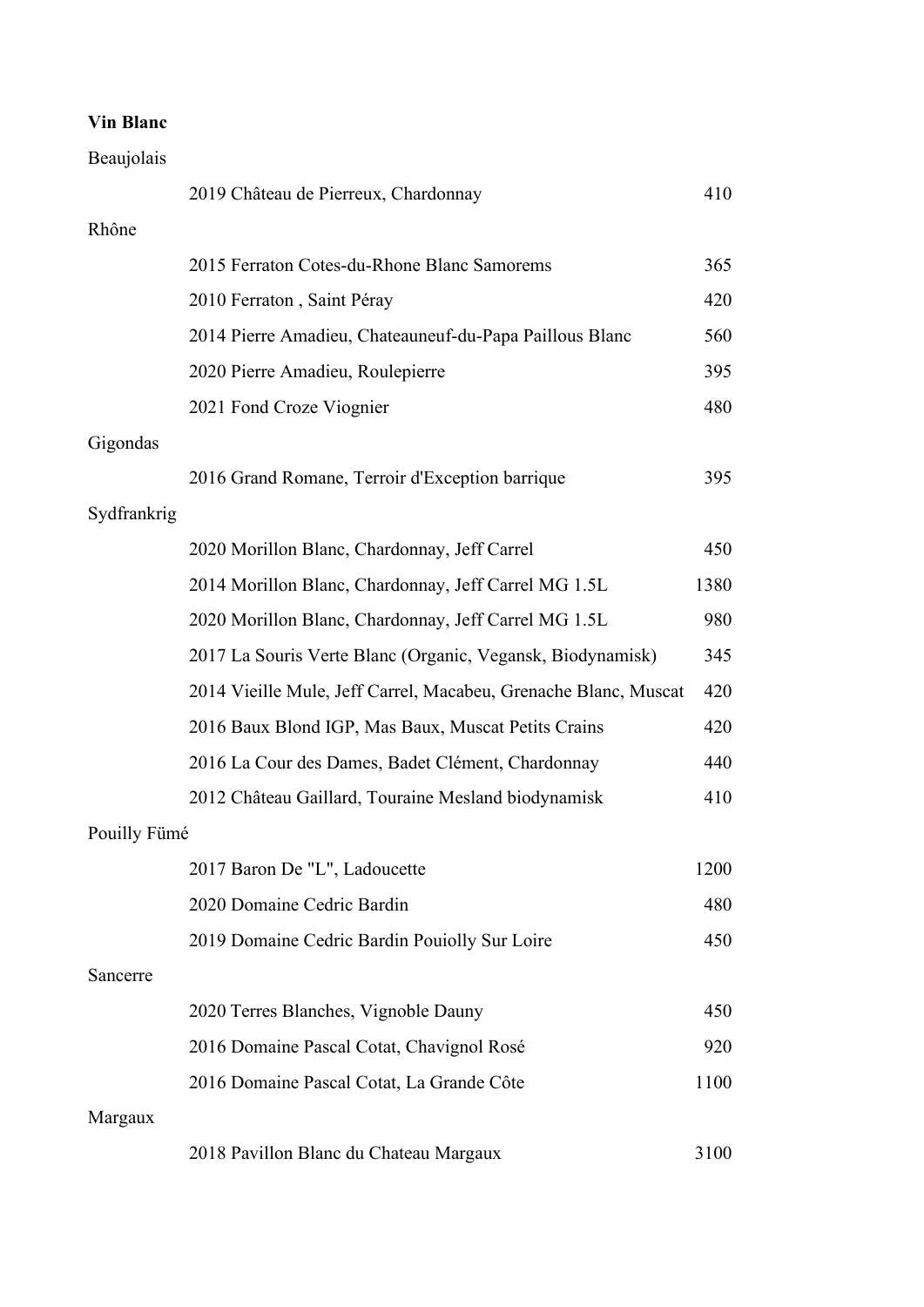**Vin Blanc**

Beaujolais

| | |
|---|---|
| 2019 Château de Pierreux, Chardonnay | 410 |

Rhône

| | |
|---|---|
| 2015 Ferraton Cotes-du-Rhone Blanc Samorems | 365 |
| 2010 Ferraton , Saint Péray | 420 |
| 2014 Pierre Amadieu, Chateauneuf-du-Papa Paillous Blanc | 560 |
| 2020 Pierre Amadieu, Roulepierre | 395 |
| 2021 Fond Croze Viognier | 480 |

Gigondas

| | |
|---|---|
| 2016 Grand Romane, Terroir d'Exception barrique | 395 |

Sydfrankrig

| | |
|---|---|
| 2020 Morillon Blanc, Chardonnay, Jeff Carrel | 450 |
| 2014 Morillon Blanc, Chardonnay, Jeff Carrel MG 1.5L | 1380 |
| 2020 Morillon Blanc, Chardonnay, Jeff Carrel MG 1.5L | 980 |
| 2017 La Souris Verte Blanc (Organic, Vegansk, Biodynamisk) | 345 |
| 2014 Vieille Mule, Jeff Carrel, Macabeu, Grenache Blanc, Muscat | 420 |
| 2016 Baux Blond IGP, Mas Baux, Muscat Petits Crains | 420 |
| 2016 La Cour des Dames, Badet Clément, Chardonnay | 440 |
| 2012 Château Gaillard, Touraine Mesland biodynamisk | 410 |

Pouilly Fümé

| | |
|---|---|
| 2017 Baron De "L", Ladoucette | 1200 |
| 2020 Domaine Cedric Bardin | 480 |
| 2019 Domaine Cedric Bardin Pouiolly Sur Loire | 450 |

Sancerre

| | |
|---|---|
| 2020 Terres Blanches, Vignoble Dauny | 450 |
| 2016 Domaine Pascal Cotat, Chavignol Rosé | 920 |
| 2016 Domaine Pascal Cotat, La Grande Côte | 1100 |

Margaux

| | |
|---|---|
| 2018 Pavillon Blanc du Chateau Margaux | 3100 |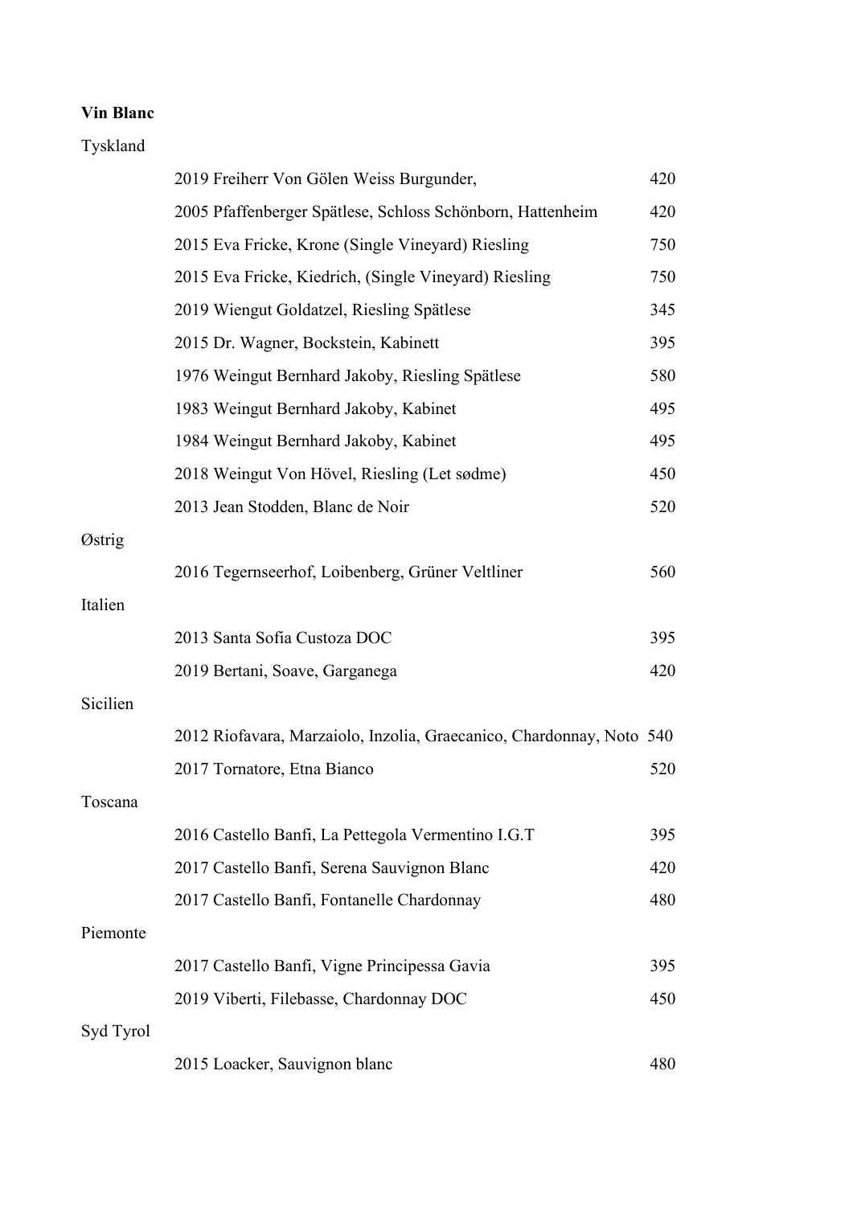**Vin Blanc**

Tyskland

| | |
|---|---|
| 2019 Freiherr Von Gölen Weiss Burgunder, | 420 |
| 2005 Pfaffenberger Spätlese, Schloss Schönborn, Hattenheim | 420 |
| 2015 Eva Fricke, Krone (Single Vineyard) Riesling | 750 |
| 2015 Eva Fricke, Kiedrich, (Single Vineyard) Riesling | 750 |
| 2019 Wiengut Goldatzel, Riesling Spätlese | 345 |
| 2015 Dr. Wagner, Bockstein, Kabinett | 395 |
| 1976 Weingut Bernhard Jakoby, Riesling Spätlese | 580 |
| 1983 Weingut Bernhard Jakoby, Kabinet | 495 |
| 1984 Weingut Bernhard Jakoby, Kabinet | 495 |
| 2018 Weingut Von Hövel, Riesling (Let sødme) | 450 |
| 2013 Jean Stodden, Blanc de Noir | 520 |

Østrig

| | |
|---|---|
| 2016 Tegernseerhof, Loibenberg, Grüner Veltliner | 560 |

Italien

| | |
|---|---|
| 2013 Santa Sofia Custoza DOC | 395 |
| 2019 Bertani, Soave, Garganega | 420 |

Sicilien

| | |
|---|---|
| 2012 Riofavara, Marzaiolo, Inzolia, Graecanico, Chardonnay, Noto | 540 |
| 2017 Tornatore, Etna Bianco | 520 |

Toscana

| | |
|---|---|
| 2016 Castello Banfi, La Pettegola Vermentino I.G.T | 395 |
| 2017 Castello Banfi, Serena Sauvignon Blanc | 420 |
| 2017 Castello Banfi, Fontanelle Chardonnay | 480 |

Piemonte

| | |
|---|---|
| 2017 Castello Banfi, Vigne Principessa Gavia | 395 |
| 2019 Viberti, Filebasse, Chardonnay DOC | 450 |

Syd Tyrol

| | |
|---|---|
| 2015 Loacker, Sauvignon blanc | 480 |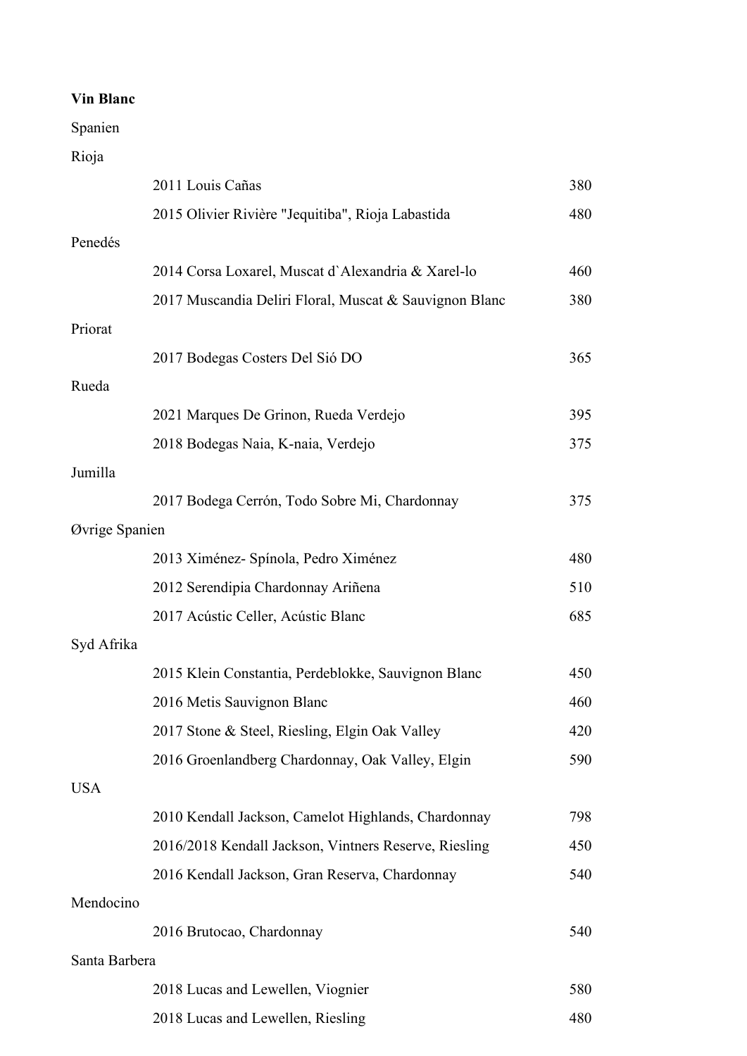**Vin Blanc**

Spanien

Rioja

| | |
|---|---|
| 2011 Louis Cañas | 380 |
| 2015 Olivier Rivière "Jequitiba", Rioja Labastida | 480 |

Penedés

| | |
|---|---|
| 2014 Corsa Loxarel, Muscat d`Alexandria & Xarel-lo | 460 |
| 2017 Muscandia Deliri Floral, Muscat & Sauvignon Blanc | 380 |

Priorat

| | |
|---|---|
| 2017 Bodegas Costers Del Sió DO | 365 |

Rueda

| | |
|---|---|
| 2021 Marques De Grinon, Rueda Verdejo | 395 |
| 2018 Bodegas Naia, K-naia, Verdejo | 375 |

Jumilla

| | |
|---|---|
| 2017 Bodega Cerrón, Todo Sobre Mi, Chardonnay | 375 |

Øvrige Spanien

| | |
|---|---|
| 2013 Ximénez- Spínola, Pedro Ximénez | 480 |
| 2012 Serendipia Chardonnay Ariñena | 510 |
| 2017 Acústic Celler, Acústic Blanc | 685 |

Syd Afrika

| | |
|---|---|
| 2015 Klein Constantia, Perdeblokke, Sauvignon Blanc | 450 |
| 2016 Metis Sauvignon Blanc | 460 |
| 2017 Stone & Steel, Riesling, Elgin Oak Valley | 420 |
| 2016 Groenlandberg Chardonnay, Oak Valley, Elgin | 590 |

USA

| | |
|---|---|
| 2010 Kendall Jackson, Camelot Highlands, Chardonnay | 798 |
| 2016/2018 Kendall Jackson, Vintners Reserve, Riesling | 450 |
| 2016 Kendall Jackson, Gran Reserva, Chardonnay | 540 |

Mendocino

| | |
|---|---|
| 2016 Brutocao, Chardonnay | 540 |

Santa Barbera

| | |
|---|---|
| 2018 Lucas and Lewellen, Viognier | 580 |
| 2018 Lucas and Lewellen, Riesling | 480 |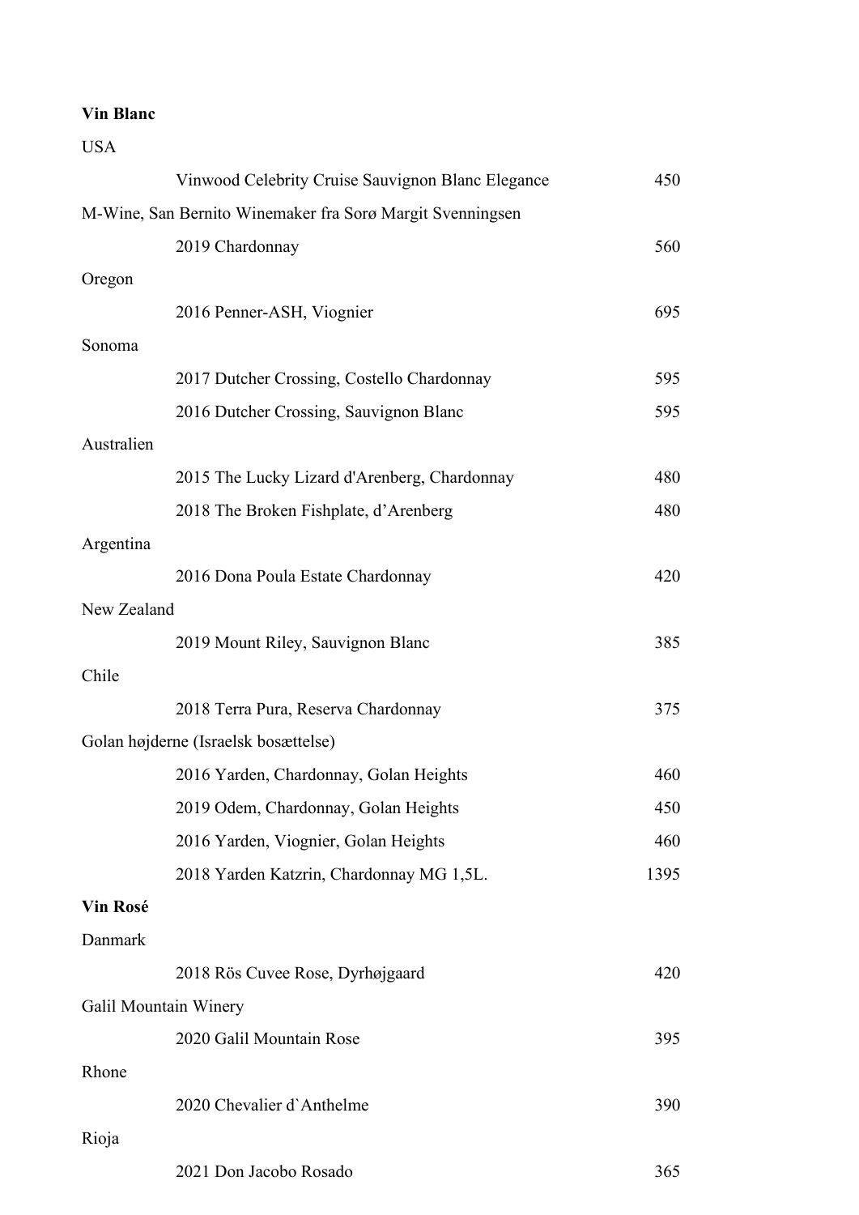**Vin Blanc**

USA

| | |
|---|---|
| Vinwood Celebrity Cruise Sauvignon Blanc Elegance | 450 |

M-Wine, San Bernito Winemaker fra Sorø Margit Svenningsen

| | |
|---|---|
| 2019 Chardonnay | 560 |

Oregon

| | |
|---|---|
| 2016 Penner-ASH, Viognier | 695 |

Sonoma

| | |
|---|---|
| 2017 Dutcher Crossing, Costello Chardonnay | 595 |
| 2016 Dutcher Crossing, Sauvignon Blanc | 595 |

Australien

| | |
|---|---|
| 2015 The Lucky Lizard d'Arenberg, Chardonnay | 480 |
| 2018 The Broken Fishplate, d'Arenberg | 480 |

Argentina

| | |
|---|---|
| 2016 Dona Poula Estate Chardonnay | 420 |

New Zealand

| | |
|---|---|
| 2019 Mount Riley, Sauvignon Blanc | 385 |

Chile

| | |
|---|---|
| 2018 Terra Pura, Reserva Chardonnay | 375 |

Golan højderne (Israelsk bosættelse)

| | |
|---|---|
| 2016 Yarden, Chardonnay, Golan Heights | 460 |
| 2019 Odem, Chardonnay, Golan Heights | 450 |
| 2016 Yarden, Viognier, Golan Heights | 460 |
| 2018 Yarden Katzrin, Chardonnay MG 1,5L. | 1395 |

**Vin Rosé**

Danmark

| | |
|---|---|
| 2018 Rös Cuvee Rose, Dyrhøjgaard | 420 |

Galil Mountain Winery

| | |
|---|---|
| 2020 Galil Mountain Rose | 395 |

Rhone

| | |
|---|---|
| 2020 Chevalier d`Anthelme | 390 |

Rioja

| | |
|---|---|
| 2021 Don Jacobo Rosado | 365 |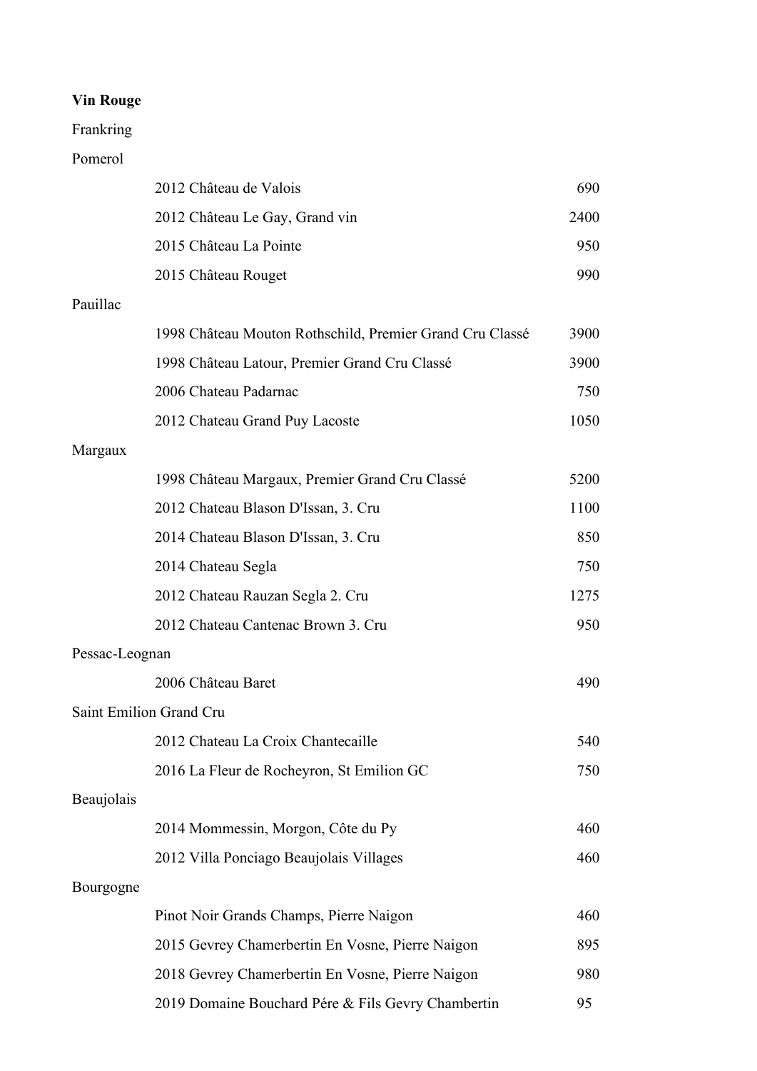**Vin Rouge**

Frankring

Pomerol

| | |
|---|---|
| 2012 Château de Valois | 690 |
| 2012 Château Le Gay, Grand vin | 2400 |
| 2015 Château La Pointe | 950 |
| 2015 Château Rouget | 990 |

Pauillac

| | |
|---|---|
| 1998 Château Mouton Rothschild, Premier Grand Cru Classé | 3900 |
| 1998 Château Latour, Premier Grand Cru Classé | 3900 |
| 2006 Chateau Padarnac | 750 |
| 2012 Chateau Grand Puy Lacoste | 1050 |

Margaux

| | |
|---|---|
| 1998 Château Margaux, Premier Grand Cru Classé | 5200 |
| 2012 Chateau Blason D'Issan, 3. Cru | 1100 |
| 2014 Chateau Blason D'Issan, 3. Cru | 850 |
| 2014 Chateau Segla | 750 |
| 2012 Chateau Rauzan Segla 2. Cru | 1275 |
| 2012 Chateau Cantenac Brown 3. Cru | 950 |

Pessac-Leognan

| | |
|---|---|
| 2006 Château Baret | 490 |

Saint Emilion Grand Cru

| | |
|---|---|
| 2012 Chateau La Croix Chantecaille | 540 |
| 2016 La Fleur de Rocheyron, St Emilion GC | 750 |

Beaujolais

| | |
|---|---|
| 2014 Mommessin, Morgon, Côte du Py | 460 |
| 2012 Villa Ponciago Beaujolais Villages | 460 |

Bourgogne

| | |
|---|---|
| Pinot Noir Grands Champs, Pierre Naigon | 460 |
| 2015 Gevrey Chamerbertin En Vosne, Pierre Naigon | 895 |
| 2018 Gevrey Chamerbertin En Vosne, Pierre Naigon | 980 |
| 2019 Domaine Bouchard Pére & Fils Gevry Chambertin | 95 |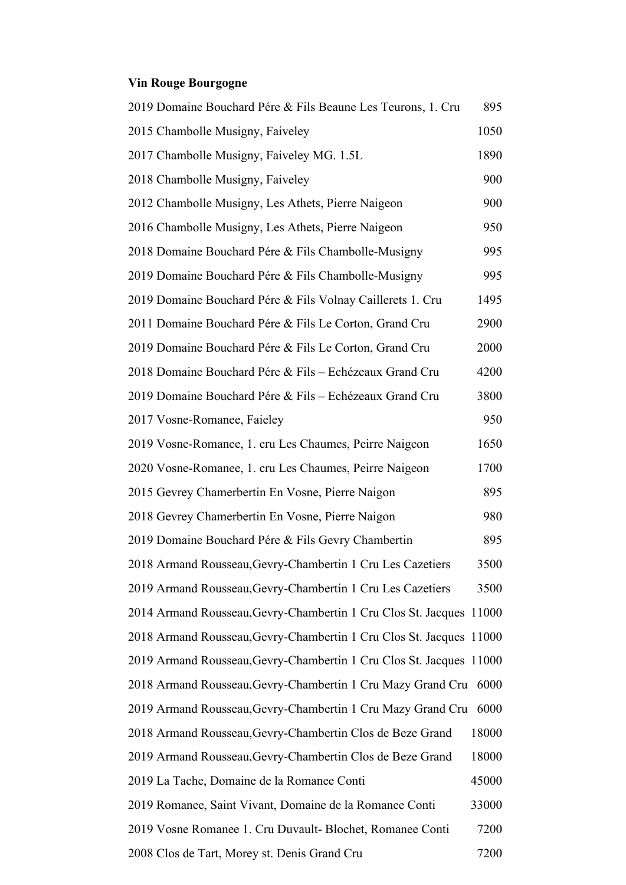**Vin Rouge Bourgogne**

| | |
|---|---|
| 2019 Domaine Bouchard Pére & Fils Beaune Les Teurons, 1. Cru | 895 |
| 2015 Chambolle Musigny, Faiveley | 1050 |
| 2017 Chambolle Musigny, Faiveley MG. 1.5L | 1890 |
| 2018 Chambolle Musigny, Faiveley | 900 |
| 2012 Chambolle Musigny, Les Athets, Pierre Naigeon | 900 |
| 2016 Chambolle Musigny, Les Athets, Pierre Naigeon | 950 |
| 2018 Domaine Bouchard Pére & Fils Chambolle-Musigny | 995 |
| 2019 Domaine Bouchard Pére & Fils Chambolle-Musigny | 995 |
| 2019 Domaine Bouchard Pére & Fils Volnay Caillerets 1. Cru | 1495 |
| 2011 Domaine Bouchard Pére & Fils Le Corton, Grand Cru | 2900 |
| 2019 Domaine Bouchard Pére & Fils Le Corton, Grand Cru | 2000 |
| 2018 Domaine Bouchard Pére & Fils – Echézeaux Grand Cru | 4200 |
| 2019 Domaine Bouchard Pére & Fils – Echézeaux Grand Cru | 3800 |
| 2017 Vosne-Romanee, Faieley | 950 |
| 2019 Vosne-Romanee, 1. cru Les Chaumes, Peirre Naigeon | 1650 |
| 2020 Vosne-Romanee, 1. cru Les Chaumes, Peirre Naigeon | 1700 |
| 2015 Gevrey Chamerbertin En Vosne, Pierre Naigon | 895 |
| 2018 Gevrey Chamerbertin En Vosne, Pierre Naigon | 980 |
| 2019 Domaine Bouchard Pére & Fils Gevry Chambertin | 895 |
| 2018 Armand Rousseau,Gevry-Chambertin 1 Cru Les Cazetiers | 3500 |
| 2019 Armand Rousseau,Gevry-Chambertin 1 Cru Les Cazetiers | 3500 |
| 2014 Armand Rousseau,Gevry-Chambertin 1 Cru Clos St. Jacques | 11000 |
| 2018 Armand Rousseau,Gevry-Chambertin 1 Cru Clos St. Jacques | 11000 |
| 2019 Armand Rousseau,Gevry-Chambertin 1 Cru Clos St. Jacques | 11000 |
| 2018 Armand Rousseau,Gevry-Chambertin 1 Cru Mazy Grand Cru | 6000 |
| 2019 Armand Rousseau,Gevry-Chambertin 1 Cru Mazy Grand Cru | 6000 |
| 2018 Armand Rousseau,Gevry-Chambertin Clos de Beze Grand | 18000 |
| 2019 Armand Rousseau,Gevry-Chambertin Clos de Beze Grand | 18000 |
| 2019 La Tache, Domaine de la Romanee Conti | 45000 |
| 2019 Romanee, Saint Vivant, Domaine de la Romanee Conti | 33000 |
| 2019 Vosne Romanee 1. Cru Duvault- Blochet, Romanee Conti | 7200 |
| 2008 Clos de Tart, Morey st. Denis Grand Cru | 7200 |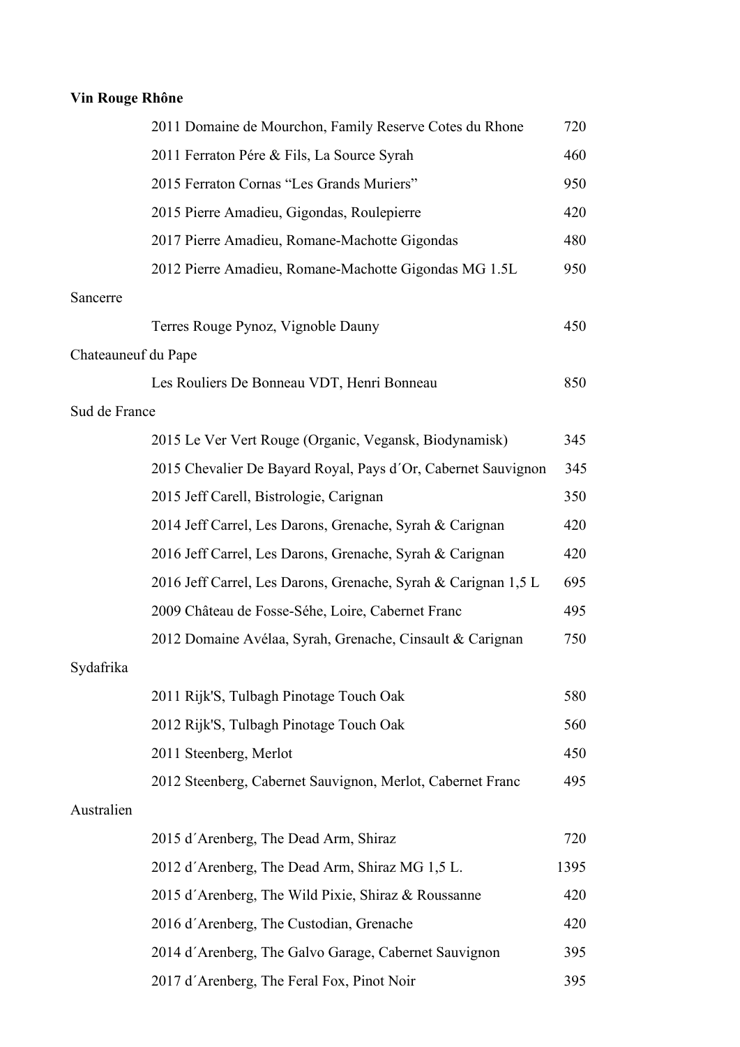**Vin Rouge Rhône**

| | |
|---|---|
| 2011 Domaine de Mourchon, Family Reserve Cotes du Rhone | 720 |
| 2011 Ferraton Pére & Fils, La Source Syrah | 460 |
| 2015 Ferraton Cornas “Les Grands Muriers” | 950 |
| 2015 Pierre Amadieu, Gigondas, Roulepierre | 420 |
| 2017 Pierre Amadieu, Romane-Machotte Gigondas | 480 |
| 2012 Pierre Amadieu, Romane-Machotte Gigondas MG 1.5L | 950 |

Sancerre

| | |
|---|---|
| Terres Rouge Pynoz, Vignoble Dauny | 450 |

Chateauneuf du Pape

| | |
|---|---|
| Les Rouliers De Bonneau VDT, Henri Bonneau | 850 |

Sud de France

| | |
|---|---|
| 2015 Le Ver Vert Rouge (Organic, Vegansk, Biodynamisk) | 345 |
| 2015 Chevalier De Bayard Royal, Pays d´Or, Cabernet Sauvignon | 345 |
| 2015 Jeff Carell, Bistrologie, Carignan | 350 |
| 2014 Jeff Carrel, Les Darons, Grenache, Syrah & Carignan | 420 |
| 2016 Jeff Carrel, Les Darons, Grenache, Syrah & Carignan | 420 |
| 2016 Jeff Carrel, Les Darons, Grenache, Syrah & Carignan 1,5 L | 695 |
| 2009 Château de Fosse-Séhe, Loire, Cabernet Franc | 495 |
| 2012 Domaine Avélaa, Syrah, Grenache, Cinsault & Carignan | 750 |

Sydafrika

| | |
|---|---|
| 2011 Rijk'S, Tulbagh Pinotage Touch Oak | 580 |
| 2012 Rijk'S, Tulbagh Pinotage Touch Oak | 560 |
| 2011 Steenberg, Merlot | 450 |
| 2012 Steenberg, Cabernet Sauvignon, Merlot, Cabernet Franc | 495 |

Australien

| | |
|---|---|
| 2015 d´Arenberg, The Dead Arm, Shiraz | 720 |
| 2012 d´Arenberg, The Dead Arm, Shiraz MG 1,5 L. | 1395 |
| 2015 d´Arenberg, The Wild Pixie, Shiraz & Roussanne | 420 |
| 2016 d´Arenberg, The Custodian, Grenache | 420 |
| 2014 d´Arenberg, The Galvo Garage, Cabernet Sauvignon | 395 |
| 2017 d´Arenberg, The Feral Fox, Pinot Noir | 395 |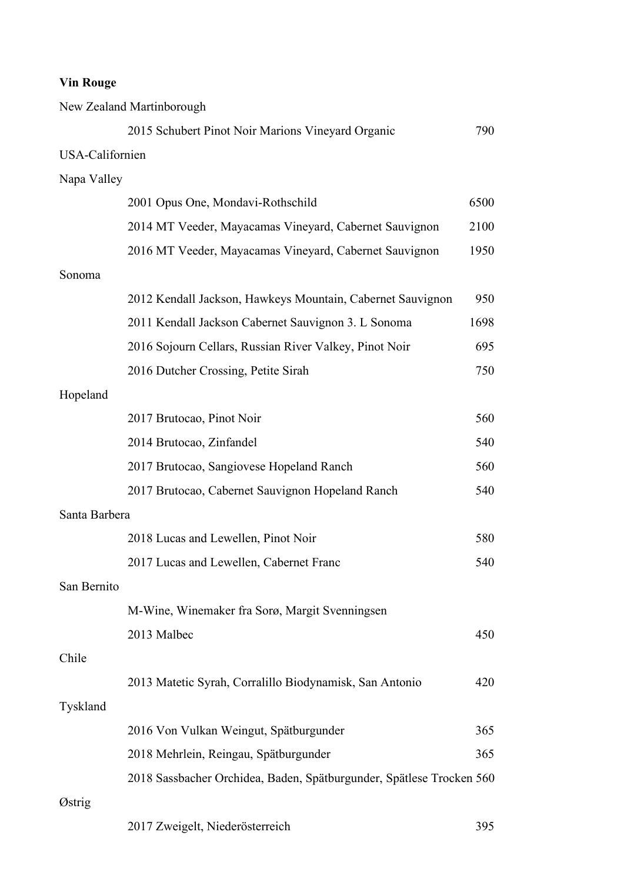**Vin Rouge**

New Zealand Martinborough

| | |
|---|---|
| 2015 Schubert Pinot Noir Marions Vineyard Organic | 790 |

USA-Californien

Napa Valley

| | |
|---|---|
| 2001 Opus One, Mondavi-Rothschild | 6500 |
| 2014 MT Veeder, Mayacamas Vineyard, Cabernet Sauvignon | 2100 |
| 2016 MT Veeder, Mayacamas Vineyard, Cabernet Sauvignon | 1950 |

Sonoma

| | |
|---|---|
| 2012 Kendall Jackson, Hawkeys Mountain, Cabernet Sauvignon | 950 |
| 2011 Kendall Jackson Cabernet Sauvignon 3. L Sonoma | 1698 |
| 2016 Sojourn Cellars, Russian River Valkey, Pinot Noir | 695 |
| 2016 Dutcher Crossing, Petite Sirah | 750 |

Hopeland

| | |
|---|---|
| 2017 Brutocao, Pinot Noir | 560 |
| 2014 Brutocao, Zinfandel | 540 |
| 2017 Brutocao, Sangiovese Hopeland Ranch | 560 |
| 2017 Brutocao, Cabernet Sauvignon Hopeland Ranch | 540 |

Santa Barbera

| | |
|---|---|
| 2018 Lucas and Lewellen, Pinot Noir | 580 |
| 2017 Lucas and Lewellen, Cabernet Franc | 540 |

San Bernito

M-Wine, Winemaker fra Sorø, Margit Svenningsen

| | |
|---|---|
| 2013 Malbec | 450 |

Chile

| | |
|---|---|
| 2013 Matetic Syrah, Corralillo Biodynamisk, San Antonio | 420 |

Tyskland

| | |
|---|---|
| 2016 Von Vulkan Weingut, Spätburgunder | 365 |
| 2018 Mehrlein, Reingau, Spätburgunder | 365 |
| 2018 Sassbacher Orchidea, Baden, Spätburgunder, Spätlese Trocken | 560 |

Østrig

| | |
|---|---|
| 2017 Zweigelt, Niederösterreich | 395 |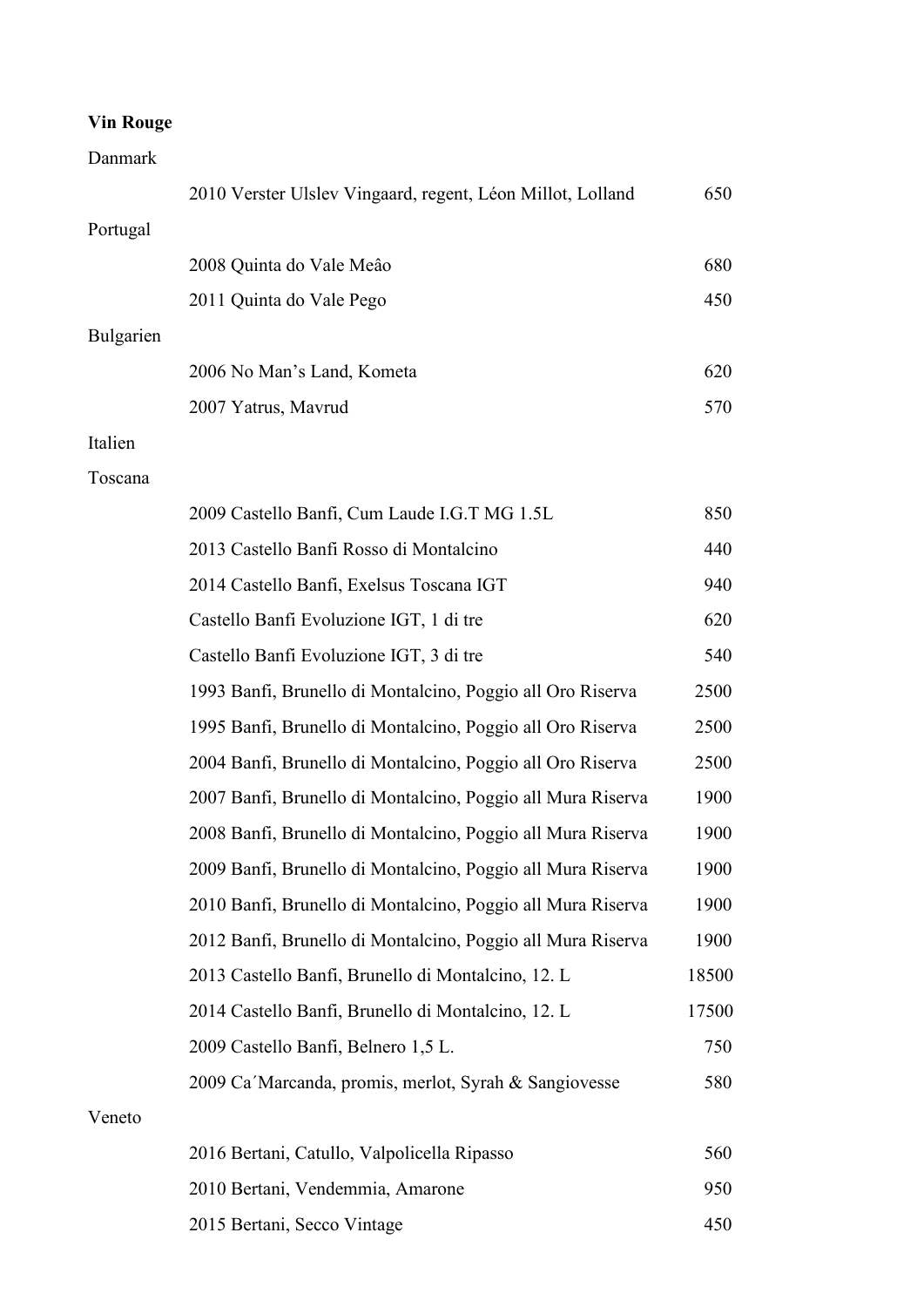**Vin Rouge**

Danmark

| | | |
|---|---|---|
| | 2010 Verster Ulslev Vingaard, regent, Léon Millot, Lolland | 650 |
| Portugal | | |
| | 2008 Quinta do Vale Meâo | 680 |
| | 2011 Quinta do Vale Pego | 450 |
| Bulgarien | | |
| | 2006 No Man's Land, Kometa | 620 |
| | 2007 Yatrus, Mavrud | 570 |
| Italien | | |
| Toscana | | |
| | 2009 Castello Banfi, Cum Laude I.G.T MG 1.5L | 850 |
| | 2013 Castello Banfi Rosso di Montalcino | 440 |
| | 2014 Castello Banfi, Exelsus Toscana IGT | 940 |
| | Castello Banfi Evoluzione IGT, 1 di tre | 620 |
| | Castello Banfi Evoluzione IGT, 3 di tre | 540 |
| | 1993 Banfi, Brunello di Montalcino, Poggio all Oro Riserva | 2500 |
| | 1995 Banfi, Brunello di Montalcino, Poggio all Oro Riserva | 2500 |
| | 2004 Banfi, Brunello di Montalcino, Poggio all Oro Riserva | 2500 |
| | 2007 Banfi, Brunello di Montalcino, Poggio all Mura Riserva | 1900 |
| | 2008 Banfi, Brunello di Montalcino, Poggio all Mura Riserva | 1900 |
| | 2009 Banfi, Brunello di Montalcino, Poggio all Mura Riserva | 1900 |
| | 2010 Banfi, Brunello di Montalcino, Poggio all Mura Riserva | 1900 |
| | 2012 Banfi, Brunello di Montalcino, Poggio all Mura Riserva | 1900 |
| | 2013 Castello Banfi, Brunello di Montalcino, 12. L | 18500 |
| | 2014 Castello Banfi, Brunello di Montalcino, 12. L | 17500 |
| | 2009 Castello Banfi, Belnero 1,5 L. | 750 |
| | 2009 Ca´Marcanda, promis, merlot, Syrah & Sangiovesse | 580 |
| Veneto | | |
| | 2016 Bertani, Catullo, Valpolicella Ripasso | 560 |
| | 2010 Bertani, Vendemmia, Amarone | 950 |
| | 2015 Bertani, Secco Vintage | 450 |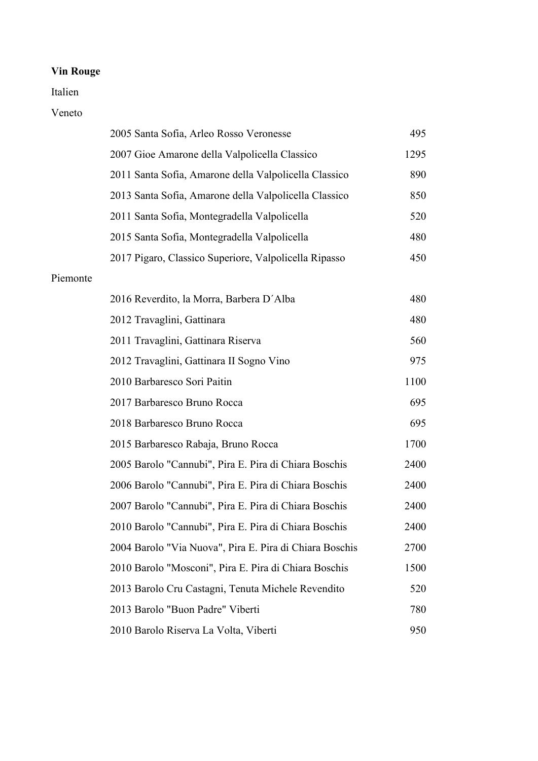**Vin Rouge**

Italien

Veneto

| | |
|---|---|
| 2005 Santa Sofia, Arleo Rosso Veronesse | 495 |
| 2007 Gioe Amarone della Valpolicella Classico | 1295 |
| 2011 Santa Sofia, Amarone della Valpolicella Classico | 890 |
| 2013 Santa Sofia, Amarone della Valpolicella Classico | 850 |
| 2011 Santa Sofia, Montegradella Valpolicella | 520 |
| 2015 Santa Sofia, Montegradella Valpolicella | 480 |
| 2017 Pigaro, Classico Superiore, Valpolicella Ripasso | 450 |

Piemonte

| | |
|---|---|
| 2016 Reverdito, la Morra, Barbera D´Alba | 480 |
| 2012 Travaglini, Gattinara | 480 |
| 2011 Travaglini, Gattinara Riserva | 560 |
| 2012 Travaglini, Gattinara II Sogno Vino | 975 |
| 2010 Barbaresco Sori Paitin | 1100 |
| 2017 Barbaresco Bruno Rocca | 695 |
| 2018 Barbaresco Bruno Rocca | 695 |
| 2015 Barbaresco Rabaja, Bruno Rocca | 1700 |
| 2005 Barolo "Cannubi", Pira E. Pira di Chiara Boschis | 2400 |
| 2006 Barolo "Cannubi", Pira E. Pira di Chiara Boschis | 2400 |
| 2007 Barolo "Cannubi", Pira E. Pira di Chiara Boschis | 2400 |
| 2010 Barolo "Cannubi", Pira E. Pira di Chiara Boschis | 2400 |
| 2004 Barolo "Via Nuova", Pira E. Pira di Chiara Boschis | 2700 |
| 2010 Barolo "Mosconi", Pira E. Pira di Chiara Boschis | 1500 |
| 2013 Barolo Cru Castagni, Tenuta Michele Revendito | 520 |
| 2013 Barolo "Buon Padre" Viberti | 780 |
| 2010 Barolo Riserva La Volta, Viberti | 950 |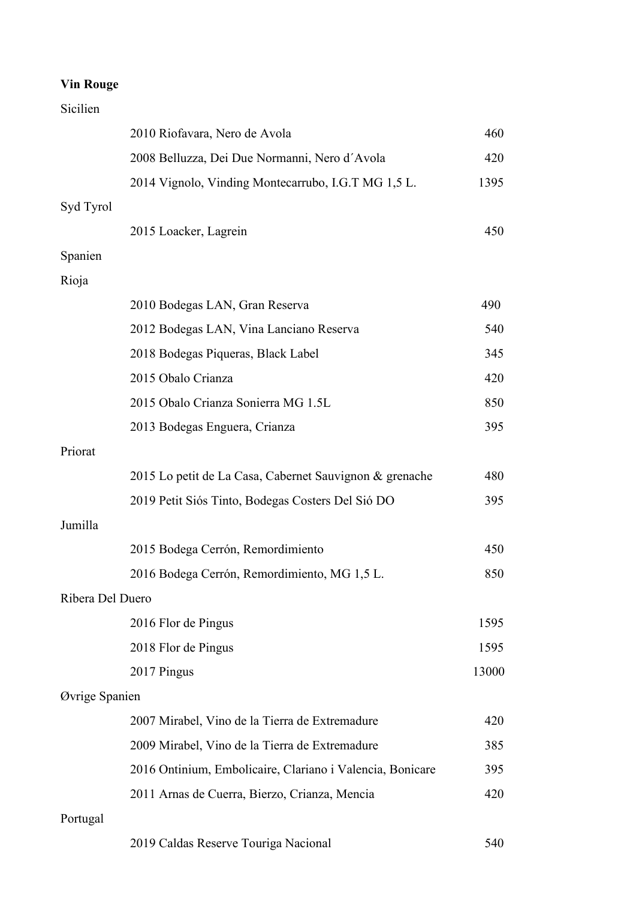**Vin Rouge**

Sicilien

| | |
|---|---|
| 2010 Riofavara, Nero de Avola | 460 |
| 2008 Belluzza, Dei Due Normanni, Nero d´Avola | 420 |
| 2014 Vignolo, Vinding Montecarrubo, I.G.T MG 1,5 L. | 1395 |

Syd Tyrol

| | |
|---|---|
| 2015 Loacker, Lagrein | 450 |

Spanien

Rioja

| | |
|---|---|
| 2010 Bodegas LAN, Gran Reserva | 490 |
| 2012 Bodegas LAN, Vina Lanciano Reserva | 540 |
| 2018 Bodegas Piqueras, Black Label | 345 |
| 2015 Obalo Crianza | 420 |
| 2015 Obalo Crianza Sonierra MG 1.5L | 850 |
| 2013 Bodegas Enguera, Crianza | 395 |

Priorat

| | |
|---|---|
| 2015 Lo petit de La Casa, Cabernet Sauvignon & grenache | 480 |
| 2019 Petit Siós Tinto, Bodegas Costers Del Sió DO | 395 |

Jumilla

| | |
|---|---|
| 2015 Bodega Cerrón, Remordimiento | 450 |
| 2016 Bodega Cerrón, Remordimiento, MG 1,5 L. | 850 |

Ribera Del Duero

| | |
|---|---|
| 2016 Flor de Pingus | 1595 |
| 2018 Flor de Pingus | 1595 |
| 2017 Pingus | 13000 |

Øvrige Spanien

| | |
|---|---|
| 2007 Mirabel, Vino de la Tierra de Extremadure | 420 |
| 2009 Mirabel, Vino de la Tierra de Extremadure | 385 |
| 2016 Ontinium, Embolicaire, Clariano i Valencia, Bonicare | 395 |
| 2011 Arnas de Cuerra, Bierzo, Crianza, Mencia | 420 |

Portugal

| | |
|---|---|
| 2019 Caldas Reserve Touriga Nacional | 540 |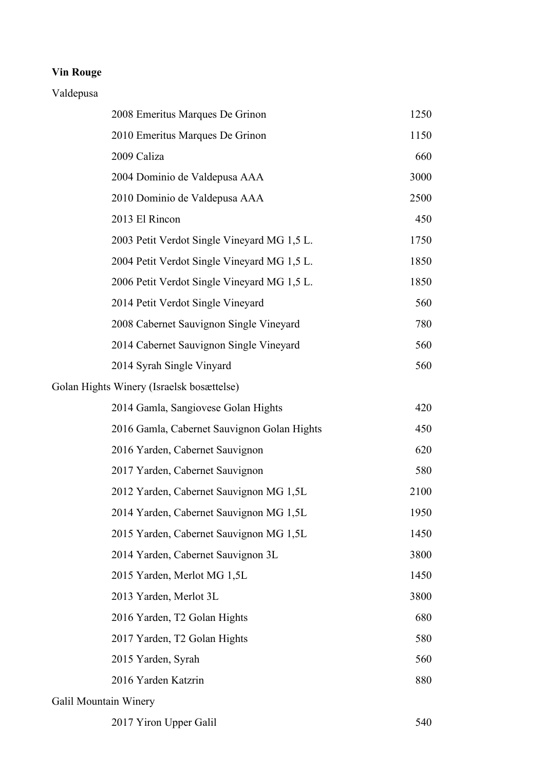**Vin Rouge**

Valdepusa

| | |
|---|---|
| 2008 Emeritus Marques De Grinon | 1250 |
| 2010 Emeritus Marques De Grinon | 1150 |
| 2009 Caliza | 660 |
| 2004 Dominio de Valdepusa AAA | 3000 |
| 2010 Dominio de Valdepusa AAA | 2500 |
| 2013 El Rincon | 450 |
| 2003 Petit Verdot Single Vineyard MG 1,5 L. | 1750 |
| 2004 Petit Verdot Single Vineyard MG 1,5 L. | 1850 |
| 2006 Petit Verdot Single Vineyard MG 1,5 L. | 1850 |
| 2014 Petit Verdot Single Vineyard | 560 |
| 2008 Cabernet Sauvignon Single Vineyard | 780 |
| 2014 Cabernet Sauvignon Single Vineyard | 560 |
| 2014 Syrah Single Vinyard | 560 |

Golan Hights Winery (Israelsk bosættelse)

| | |
|---|---|
| 2014 Gamla, Sangiovese Golan Hights | 420 |
| 2016 Gamla, Cabernet Sauvignon Golan Hights | 450 |
| 2016 Yarden, Cabernet Sauvignon | 620 |
| 2017 Yarden, Cabernet Sauvignon | 580 |
| 2012 Yarden, Cabernet Sauvignon MG 1,5L | 2100 |
| 2014 Yarden, Cabernet Sauvignon MG 1,5L | 1950 |
| 2015 Yarden, Cabernet Sauvignon MG 1,5L | 1450 |
| 2014 Yarden, Cabernet Sauvignon 3L | 3800 |
| 2015 Yarden, Merlot MG 1,5L | 1450 |
| 2013 Yarden, Merlot 3L | 3800 |
| 2016 Yarden, T2 Golan Hights | 680 |
| 2017 Yarden, T2 Golan Hights | 580 |
| 2015 Yarden, Syrah | 560 |
| 2016 Yarden Katzrin | 880 |

Galil Mountain Winery

| | |
|---|---|
| 2017 Yiron Upper Galil | 540 |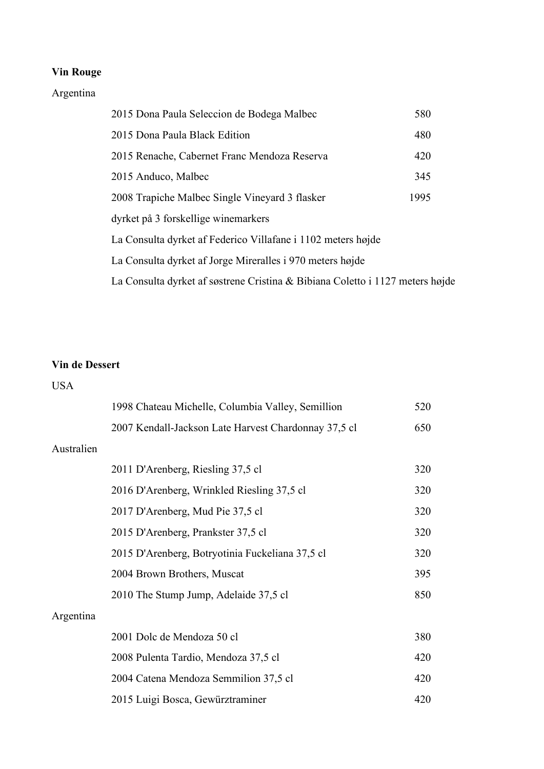**Vin Rouge**

Argentina

| | |
|---|---|
| 2015 Dona Paula Seleccion de Bodega Malbec | 580 |
| 2015 Dona Paula Black Edition | 480 |
| 2015 Renache, Cabernet Franc Mendoza Reserva | 420 |
| 2015 Anduco, Malbec | 345 |
| 2008 Trapiche Malbec Single Vineyard 3 flasker | 1995 |

dyrket på 3 forskellige winemarkers

La Consulta dyrket af Federico Villafane i 1102 meters højde

La Consulta dyrket af Jorge Mireralles i 970 meters højde

La Consulta dyrket af søstrene Cristina & Bibiana Coletto i 1127 meters højde

**Vin de Dessert**

USA

| | |
|---|---|
| 1998 Chateau Michelle, Columbia Valley, Semillion | 520 |
| 2007 Kendall-Jackson Late Harvest Chardonnay 37,5 cl | 650 |

Australien

| | |
|---|---|
| 2011 D'Arenberg, Riesling 37,5 cl | 320 |
| 2016 D'Arenberg, Wrinkled Riesling 37,5 cl | 320 |
| 2017 D'Arenberg, Mud Pie 37,5 cl | 320 |
| 2015 D'Arenberg, Prankster 37,5 cl | 320 |
| 2015 D'Arenberg, Botryotinia Fuckeliana 37,5 cl | 320 |
| 2004 Brown Brothers, Muscat | 395 |
| 2010 The Stump Jump, Adelaide 37,5 cl | 850 |

Argentina

| | |
|---|---|
| 2001 Dolc de Mendoza 50 cl | 380 |
| 2008 Pulenta Tardio, Mendoza 37,5 cl | 420 |
| 2004 Catena Mendoza Semmilion 37,5 cl | 420 |
| 2015 Luigi Bosca, Gewürztraminer | 420 |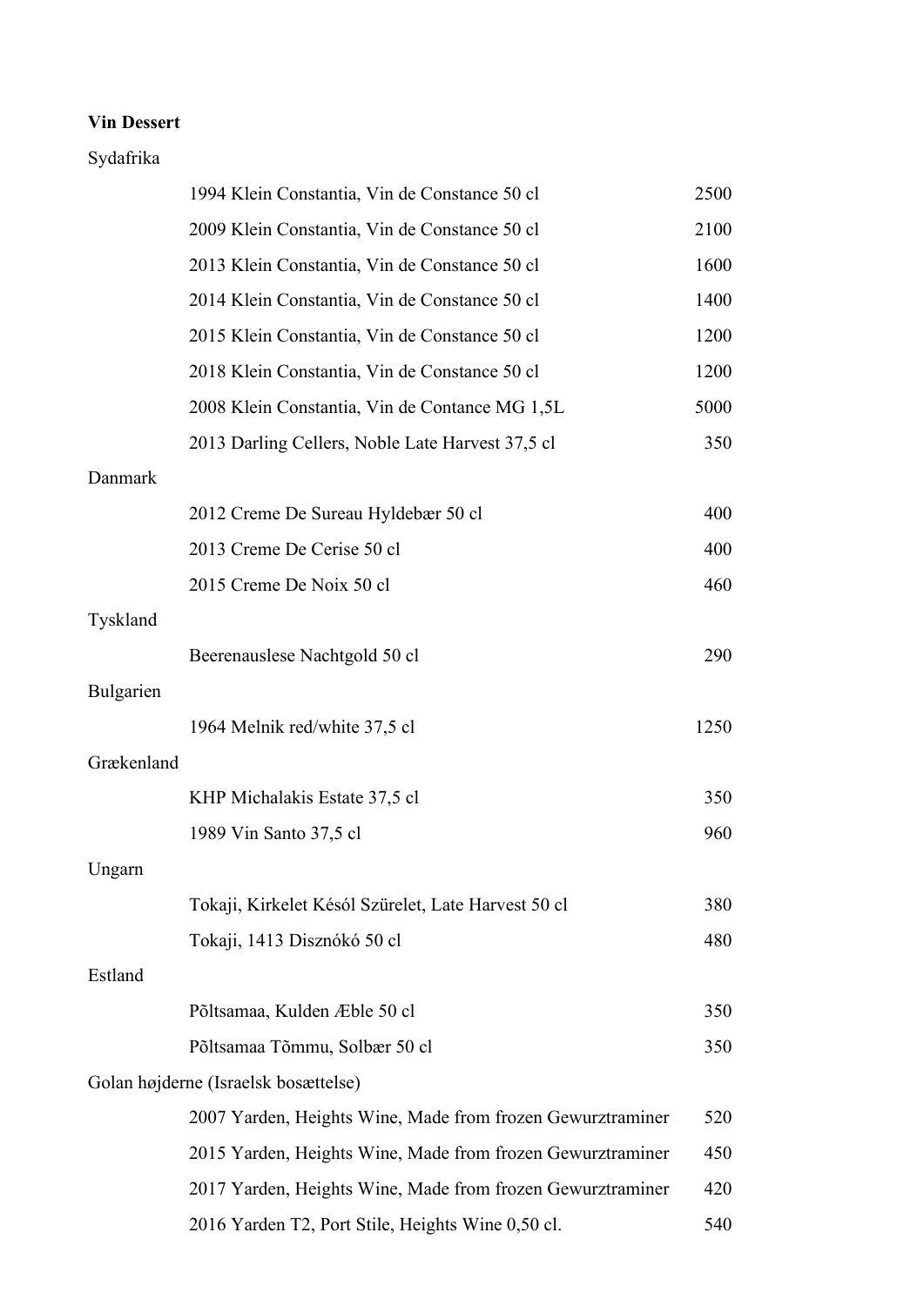**Vin Dessert**

Sydafrika

| | |
|---|---|
| 1994 Klein Constantia, Vin de Constance 50 cl | 2500 |
| 2009 Klein Constantia, Vin de Constance 50 cl | 2100 |
| 2013 Klein Constantia, Vin de Constance 50 cl | 1600 |
| 2014 Klein Constantia, Vin de Constance 50 cl | 1400 |
| 2015 Klein Constantia, Vin de Constance 50 cl | 1200 |
| 2018 Klein Constantia, Vin de Constance 50 cl | 1200 |
| 2008 Klein Constantia, Vin de Contance MG 1,5L | 5000 |
| 2013 Darling Cellers, Noble Late Harvest 37,5 cl | 350 |

Danmark

| | |
|---|---|
| 2012 Creme De Sureau Hyldebær 50 cl | 400 |
| 2013 Creme De Cerise 50 cl | 400 |
| 2015 Creme De Noix 50 cl | 460 |

Tyskland

| | |
|---|---|
| Beerenauslese Nachtgold 50 cl | 290 |

Bulgarien

| | |
|---|---|
| 1964 Melnik red/white 37,5 cl | 1250 |

Grækenland

| | |
|---|---|
| KHP Michalakis Estate 37,5 cl | 350 |
| 1989 Vin Santo 37,5 cl | 960 |

Ungarn

| | |
|---|---|
| Tokaji, Kirkelet Késól Szürelet, Late Harvest 50 cl | 380 |
| Tokaji, 1413 Disznókó 50 cl | 480 |

Estland

| | |
|---|---|
| Põltsamaa, Kulden Æble 50 cl | 350 |
| Põltsamaa Tõmmu, Solbær 50 cl | 350 |

Golan højderne (Israelsk bosættelse)

| | |
|---|---|
| 2007 Yarden, Heights Wine, Made from frozen Gewurztraminer | 520 |
| 2015 Yarden, Heights Wine, Made from frozen Gewurztraminer | 450 |
| 2017 Yarden, Heights Wine, Made from frozen Gewurztraminer | 420 |
| 2016 Yarden T2, Port Stile, Heights Wine 0,50 cl. | 540 |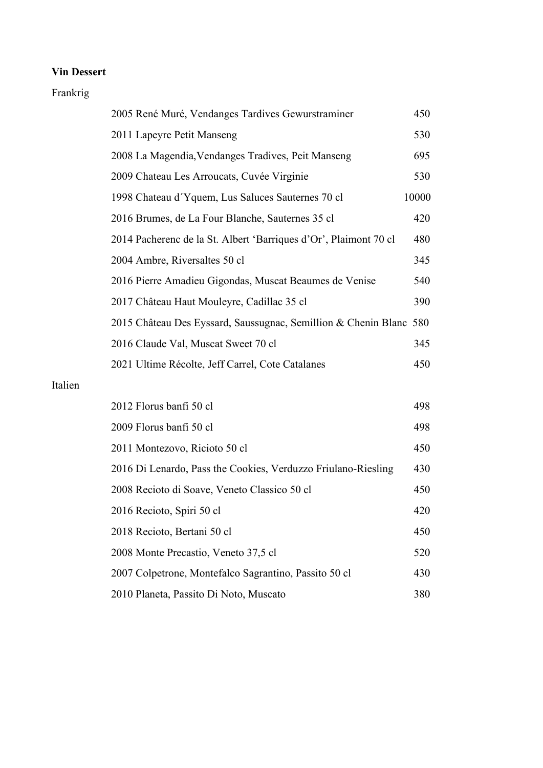**Vin Dessert**

Frankrig

| | |
|---|---|
| 2005 René Muré, Vendanges Tardives Gewurstraminer | 450 |
| 2011 Lapeyre Petit Manseng | 530 |
| 2008 La Magendia,Vendanges Tradives, Peit Manseng | 695 |
| 2009 Chateau Les Arroucats, Cuvée Virginie | 530 |
| 1998 Chateau d´Yquem, Lus Saluces Sauternes 70 cl | 10000 |
| 2016 Brumes, de La Four Blanche, Sauternes 35 cl | 420 |
| 2014 Pacherenc de la St. Albert 'Barriques d'Or', Plaimont 70 cl | 480 |
| 2004 Ambre, Riversaltes 50 cl | 345 |
| 2016 Pierre Amadieu Gigondas, Muscat Beaumes de Venise | 540 |
| 2017 Château Haut Mouleyre, Cadillac 35 cl | 390 |
| 2015 Château Des Eyssard, Saussugnac, Semillion & Chenin Blanc | 580 |
| 2016 Claude Val, Muscat Sweet 70 cl | 345 |
| 2021 Ultime Récolte, Jeff Carrel, Cote Catalanes | 450 |

Italien

| | |
|---|---|
| 2012 Florus banfi 50 cl | 498 |
| 2009 Florus banfi 50 cl | 498 |
| 2011 Montezovo, Ricioto 50 cl | 450 |
| 2016 Di Lenardo, Pass the Cookies, Verduzzo Friulano-Riesling | 430 |
| 2008 Recioto di Soave, Veneto Classico 50 cl | 450 |
| 2016 Recioto, Spiri 50 cl | 420 |
| 2018 Recioto, Bertani 50 cl | 450 |
| 2008 Monte Precastio, Veneto 37,5 cl | 520 |
| 2007 Colpetrone, Montefalco Sagrantino, Passito 50 cl | 430 |
| 2010 Planeta, Passito Di Noto, Muscato | 380 |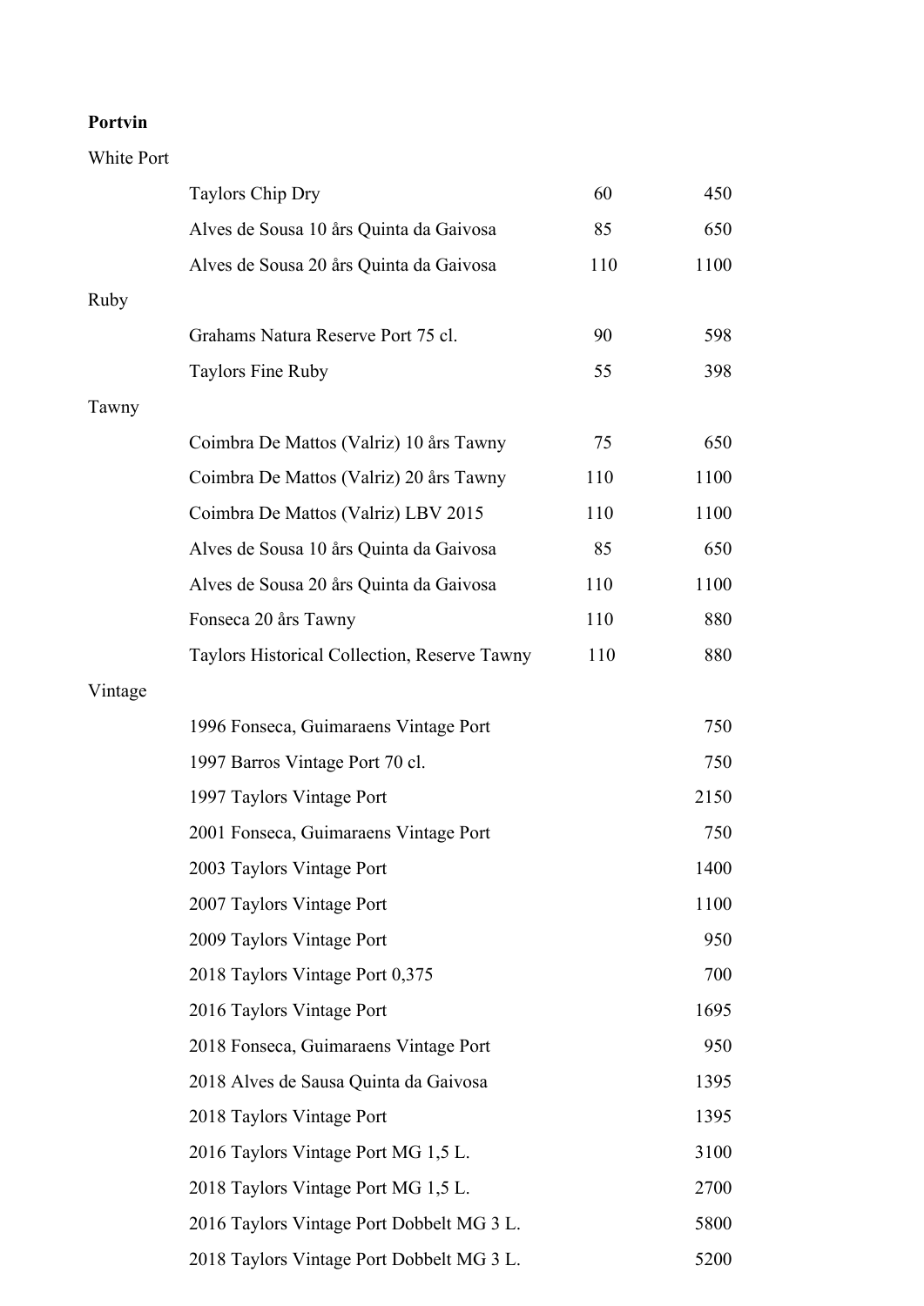**Portvin**

| | | | |
|---|---|---|---|
| White Port | | | |
| | Taylors Chip Dry | 60 | 450 |
| | Alves de Sousa 10 års Quinta da Gaivosa | 85 | 650 |
| | Alves de Sousa 20 års Quinta da Gaivosa | 110 | 1100 |
| Ruby | | | |
| | Grahams Natura Reserve Port 75 cl. | 90 | 598 |
| | Taylors Fine Ruby | 55 | 398 |
| Tawny | | | |
| | Coimbra De Mattos (Valriz) 10 års Tawny | 75 | 650 |
| | Coimbra De Mattos (Valriz) 20 års Tawny | 110 | 1100 |
| | Coimbra De Mattos (Valriz) LBV 2015 | 110 | 1100 |
| | Alves de Sousa 10 års Quinta da Gaivosa | 85 | 650 |
| | Alves de Sousa 20 års Quinta da Gaivosa | 110 | 1100 |
| | Fonseca 20 års Tawny | 110 | 880 |
| | Taylors Historical Collection, Reserve Tawny | 110 | 880 |
| Vintage | | | |
| | 1996 Fonseca, Guimaraens Vintage Port | | 750 |
| | 1997 Barros Vintage Port 70 cl. | | 750 |
| | 1997 Taylors Vintage Port | | 2150 |
| | 2001 Fonseca, Guimaraens Vintage Port | | 750 |
| | 2003 Taylors Vintage Port | | 1400 |
| | 2007 Taylors Vintage Port | | 1100 |
| | 2009 Taylors Vintage Port | | 950 |
| | 2018 Taylors Vintage Port 0,375 | | 700 |
| | 2016 Taylors Vintage Port | | 1695 |
| | 2018 Fonseca, Guimaraens Vintage Port | | 950 |
| | 2018 Alves de Sausa Quinta da Gaivosa | | 1395 |
| | 2018 Taylors Vintage Port | | 1395 |
| | 2016 Taylors Vintage Port MG 1,5 L. | | 3100 |
| | 2018 Taylors Vintage Port MG 1,5 L. | | 2700 |
| | 2016 Taylors Vintage Port Dobbelt MG 3 L. | | 5800 |
| | 2018 Taylors Vintage Port Dobbelt MG 3 L. | | 5200 |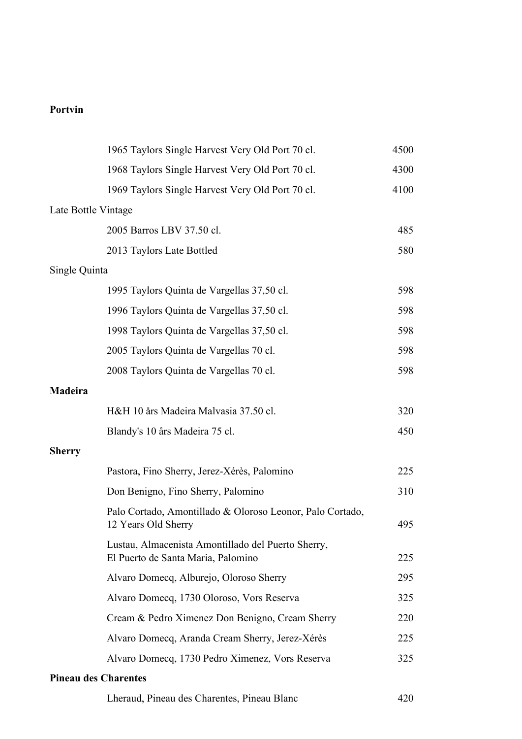**Portvin**

| | |
|---|---|
| 1965 Taylors Single Harvest Very Old Port 70 cl. | 4500 |
| 1968 Taylors Single Harvest Very Old Port 70 cl. | 4300 |
| 1969 Taylors Single Harvest Very Old Port 70 cl. | 4100 |

Late Bottle Vintage

| | |
|---|---|
| 2005 Barros LBV 37.50 cl. | 485 |
| 2013 Taylors Late Bottled | 580 |

Single Quinta

| | |
|---|---|
| 1995 Taylors Quinta de Vargellas 37,50 cl. | 598 |
| 1996 Taylors Quinta de Vargellas 37,50 cl. | 598 |
| 1998 Taylors Quinta de Vargellas 37,50 cl. | 598 |
| 2005 Taylors Quinta de Vargellas 70 cl. | 598 |
| 2008 Taylors Quinta de Vargellas 70 cl. | 598 |

**Madeira**

| | |
|---|---|
| H&H 10 års Madeira Malvasia 37.50 cl. | 320 |
| Blandy's 10 års Madeira 75 cl. | 450 |

**Sherry**

| | |
|---|---|
| Pastora, Fino Sherry, Jerez-Xérès, Palomino | 225 |
| Don Benigno, Fino Sherry, Palomino | 310 |
| Palo Cortado, Amontillado & Oloroso Leonor, Palo Cortado, 12 Years Old Sherry | 495 |
| Lustau, Almacenista Amontillado del Puerto Sherry, El Puerto de Santa Maria, Palomino | 225 |
| Alvaro Domecq, Alburejo, Oloroso Sherry | 295 |
| Alvaro Domecq, 1730 Oloroso, Vors Reserva | 325 |
| Cream & Pedro Ximenez Don Benigno, Cream Sherry | 220 |
| Alvaro Domecq, Aranda Cream Sherry, Jerez-Xérès | 225 |
| Alvaro Domecq, 1730 Pedro Ximenez, Vors Reserva | 325 |

**Pineau des Charentes**

| | |
|---|---|
| Lheraud, Pineau des Charentes, Pineau Blanc | 420 |